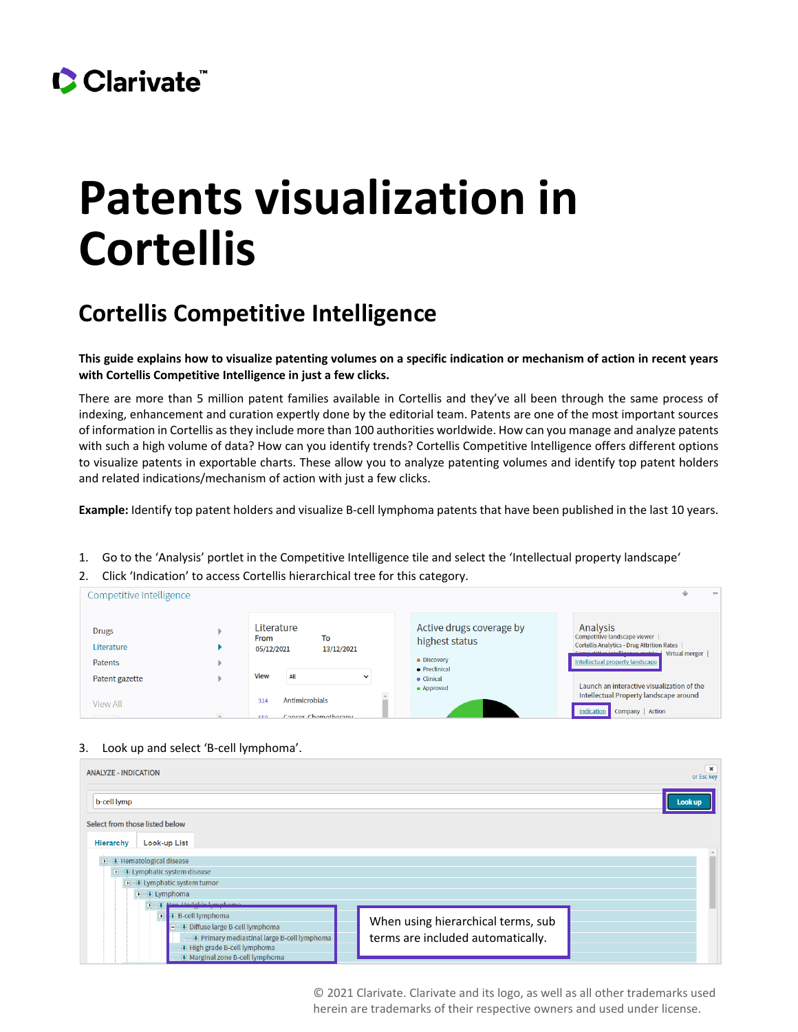# Patents visualization in Cortellis

## Cortellis Competitive Intelligence

**This guide explains how to visualize patenting volumes on a specific indication or mechanism of action in recent years with Cortellis Competitive Intelligence in just a few clicks.**

There are more than 5 million patent families available in Cortellis and they've all been through the same process of indexing, enhancement and curation expertly done by the editorial team. Patents are one of the most important sources of information in Cortellis as they include more than 100 authorities worldwide. How can you manage and analyze patents with such a high volume of data? How can you identify trends? Cortellis Competitive Intelligence offers different options to visualize patents in exportable charts. These allow you to analyze patenting volumes and identify top patent holders and related indications/mechanism of action with just a few clicks.

**Example:** Identify top patent holders and visualize B-cell lymphoma patents that have been published in the last 10 years.

1. Go to the 'Analysis' portlet in the Competitive Intelligence tile and select the 'Intellectual property landscape'
2. Click 'Indication' to access Cortellis hierarchical tree for this category.

3. Look up and select 'B-cell lymphoma'.

When using hierarchical terms, sub terms are included automatically.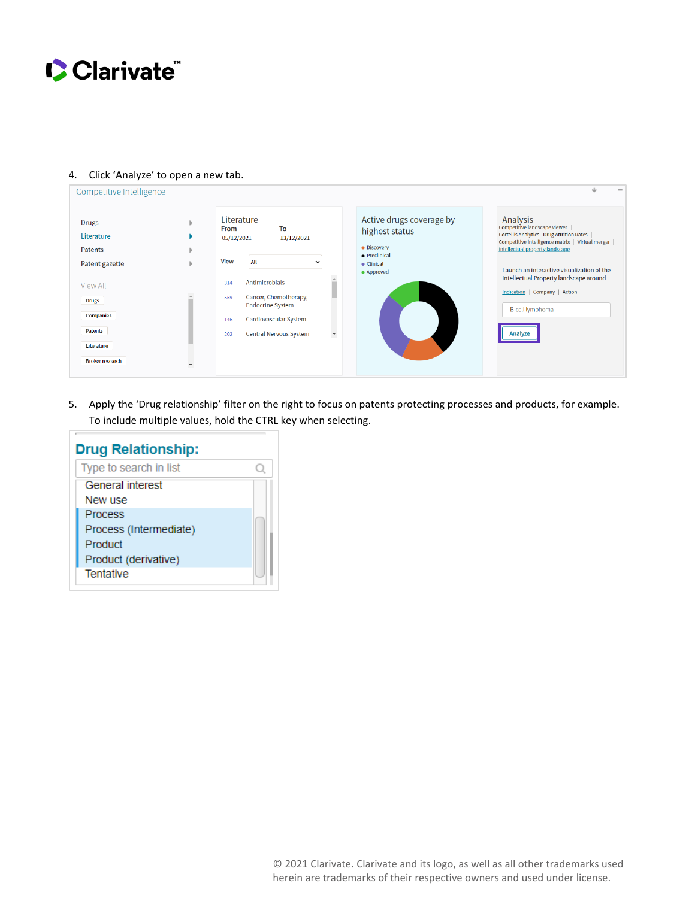4. Click 'Analyze' to open a new tab.

5. Apply the 'Drug relationship' filter on the right to focus on patents protecting processes and products, for example. To include multiple values, hold the CTRL key when selecting.

© 2021 Clarivate. Clarivate and its logo, as well as all other trademarks used herein are trademarks of their respective owners and used under license.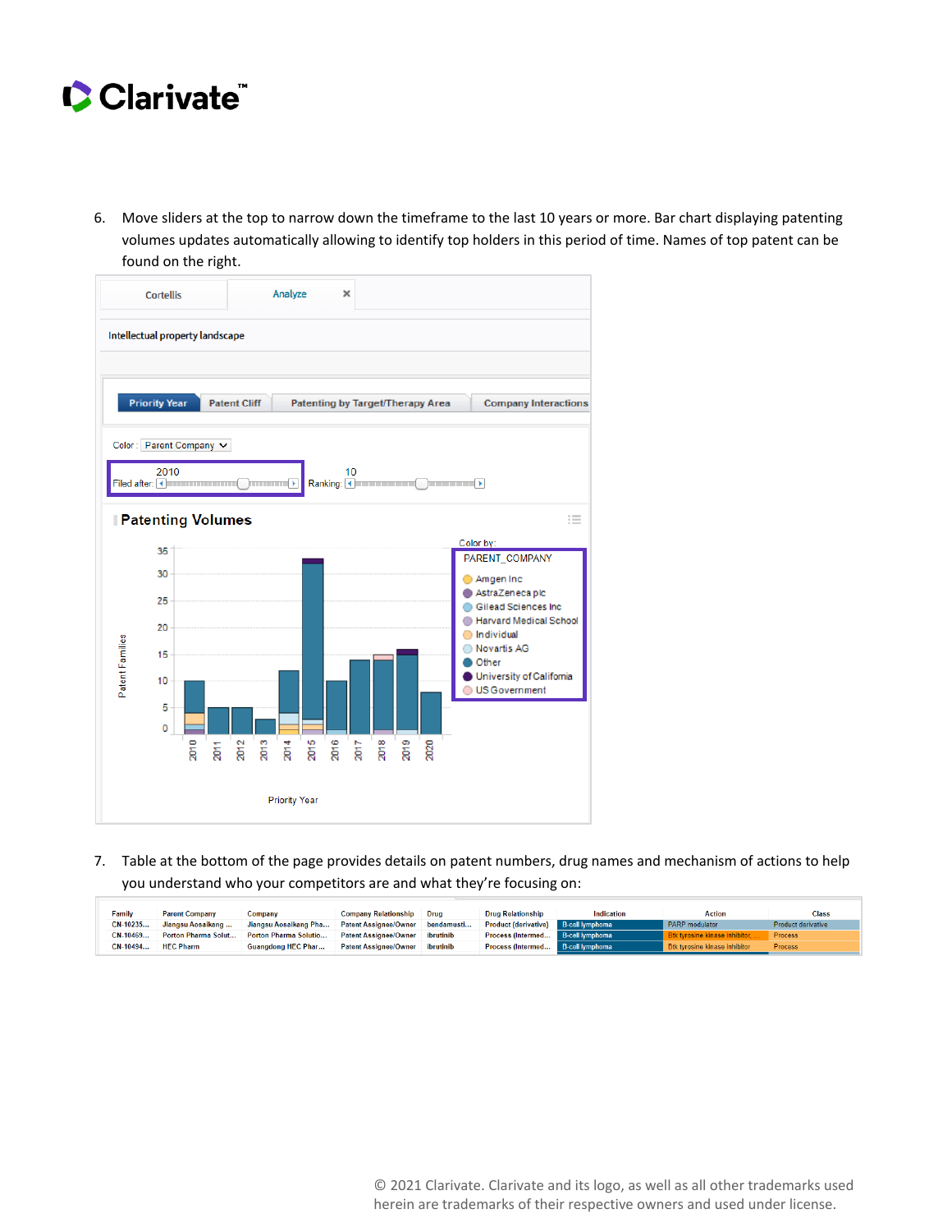6. Move sliders at the top to narrow down the timeframe to the last 10 years or more. Bar chart displaying patenting volumes updates automatically allowing to identify top holders in this period of time. Names of top patent can be found on the right.

7. Table at the bottom of the page provides details on patent numbers, drug names and mechanism of actions to help you understand who your competitors are and what they're focusing on:

| Family | Parent Company | Company | Company Relationship | Drug | Drug Relationship | Indication | Action | Class |
|---|---|---|---|---|---|---|---|---|
| CN-10235... | Jiangsu Aosaikang ... | Jiangsu Aosaikang Pha... | Patent Assignee/Owner | bendamusti... | Product (derivative) | B-cell lymphoma | PARP modulator | Product derivative |
| CN-10469... | Porton Pharma Solut... | Porton Pharma Solutio... | Patent Assignee/Owner | ibrutinib | Process (Intermed... | B-cell lymphoma | Btk tyrosine kinase inhibitor, ... | Process |
| CN-10494... | HEC Pharm | Guangdong HEC Phar... | Patent Assignee/Owner | ibrutinib | Process (Intermed... | B-cell lymphoma | Btk tyrosine kinase inhibitor | Process |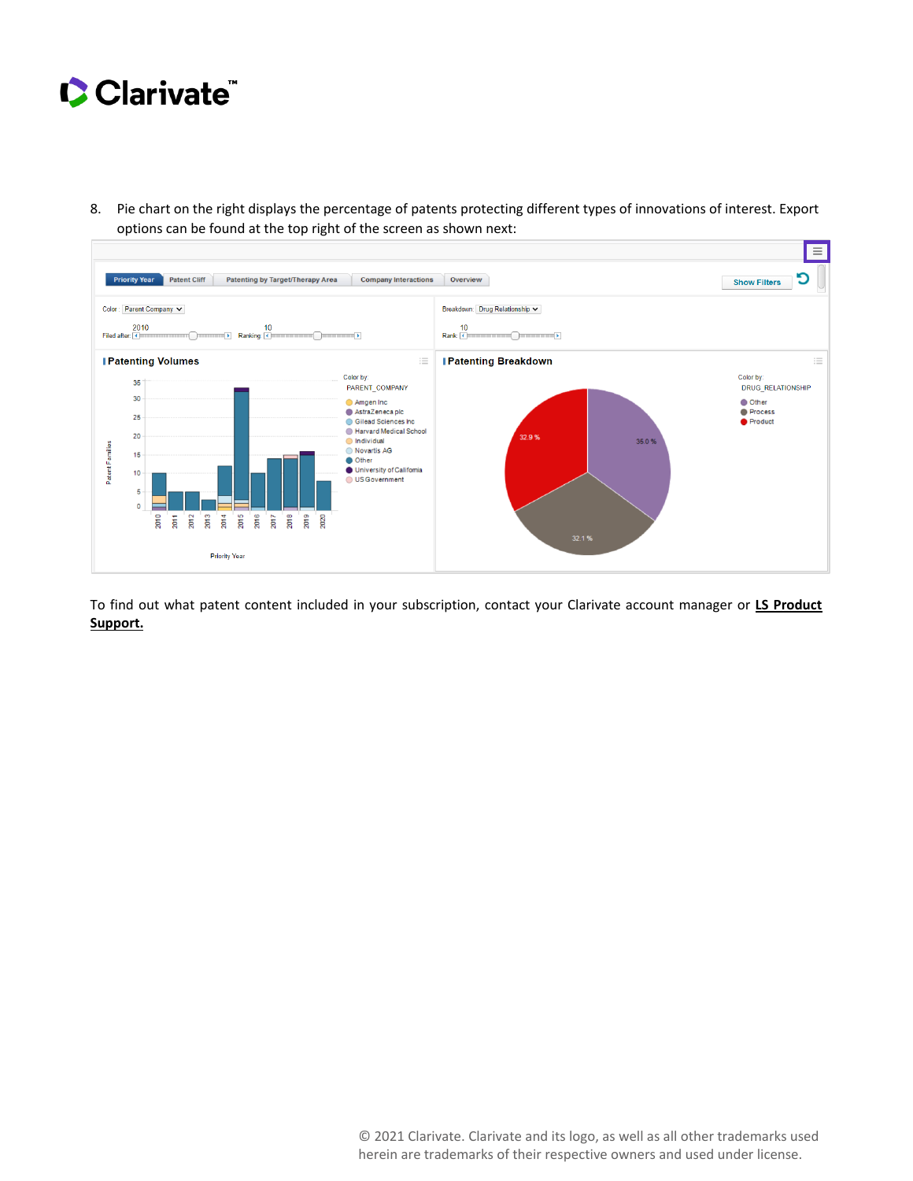8. Pie chart on the right displays the percentage of patents protecting different types of innovations of interest. Export options can be found at the top right of the screen as shown next:

Priority Year | Patent Cliff | Patenting by Target/Therapy Area | Company Interactions | Overview

Show Filters

Color: Parent Company

Filed after: 2010

Ranking: 10

Breakdown: Drug Relationship

Rank: 10

Patenting Volumes

Color by: PARENT_COMPANY

Amgen Inc
AstraZeneca plc
Gilead Sciences Inc
Harvard Medical School
Individual
Novartis AG
Other
University of California
US Government

Patent Families

35
30
25
20
15
10
5
0

2010
2011
2012
2013
2014
2015
2016
2017
2018
2019
2020

Priority Year

Patenting Breakdown

Color by: DRUG_RELATIONSHIP

Other
Process
Product

32.9 %
35.0 %
32.1 %

To find out what patent content included in your subscription, contact your Clarivate account manager or **LS Product Support.**